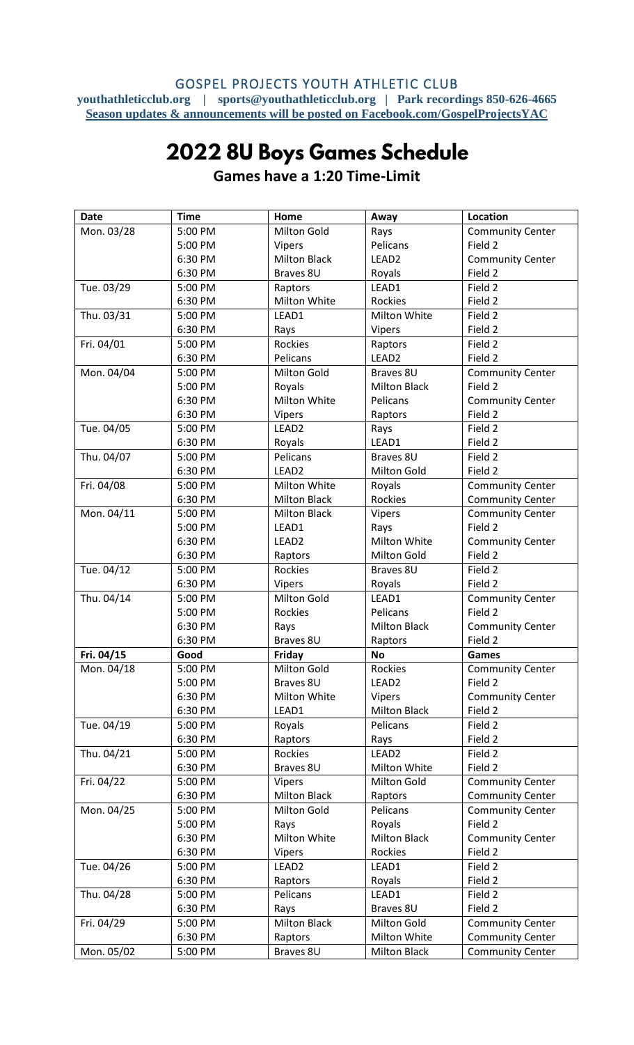GOSPEL PROJECTS YOUTH ATHLETIC CLUB

**youthathleticclub.org | sports@youthathleticclub.org | Park recordings 850-626-4665**

**Season updates & announcements will be posted on Facebook.com/GospelProjectsYAC**

# 2022 8U Boys Games Schedule

## Games have a 1:20 Time-Limit

| Date | Time | Home | Away | Location |
|---|---|---|---|---|
| Mon. 03/28 | 5:00 PM | Milton Gold | Rays | Community Center |
| | 5:00 PM | Vipers | Pelicans | Field 2 |
| | 6:30 PM | Milton Black | LEAD2 | Community Center |
| | 6:30 PM | Braves 8U | Royals | Field 2 |
| Tue. 03/29 | 5:00 PM | Raptors | LEAD1 | Field 2 |
| | 6:30 PM | Milton White | Rockies | Field 2 |
| Thu. 03/31 | 5:00 PM | LEAD1 | Milton White | Field 2 |
| | 6:30 PM | Rays | Vipers | Field 2 |
| Fri. 04/01 | 5:00 PM | Rockies | Raptors | Field 2 |
| | 6:30 PM | Pelicans | LEAD2 | Field 2 |
| Mon. 04/04 | 5:00 PM | Milton Gold | Braves 8U | Community Center |
| | 5:00 PM | Royals | Milton Black | Field 2 |
| | 6:30 PM | Milton White | Pelicans | Community Center |
| | 6:30 PM | Vipers | Raptors | Field 2 |
| Tue. 04/05 | 5:00 PM | LEAD2 | Rays | Field 2 |
| | 6:30 PM | Royals | LEAD1 | Field 2 |
| Thu. 04/07 | 5:00 PM | Pelicans | Braves 8U | Field 2 |
| | 6:30 PM | LEAD2 | Milton Gold | Field 2 |
| Fri. 04/08 | 5:00 PM | Milton White | Royals | Community Center |
| | 6:30 PM | Milton Black | Rockies | Community Center |
| Mon. 04/11 | 5:00 PM | Milton Black | Vipers | Community Center |
| | 5:00 PM | LEAD1 | Rays | Field 2 |
| | 6:30 PM | LEAD2 | Milton White | Community Center |
| | 6:30 PM | Raptors | Milton Gold | Field 2 |
| Tue. 04/12 | 5:00 PM | Rockies | Braves 8U | Field 2 |
| | 6:30 PM | Vipers | Royals | Field 2 |
| Thu. 04/14 | 5:00 PM | Milton Gold | LEAD1 | Community Center |
| | 5:00 PM | Rockies | Pelicans | Field 2 |
| | 6:30 PM | Rays | Milton Black | Community Center |
| | 6:30 PM | Braves 8U | Raptors | Field 2 |
| **Fri. 04/15** | **Good** | **Friday** | **No** | **Games** |
| Mon. 04/18 | 5:00 PM | Milton Gold | Rockies | Community Center |
| | 5:00 PM | Braves 8U | LEAD2 | Field 2 |
| | 6:30 PM | Milton White | Vipers | Community Center |
| | 6:30 PM | LEAD1 | Milton Black | Field 2 |
| Tue. 04/19 | 5:00 PM | Royals | Pelicans | Field 2 |
| | 6:30 PM | Raptors | Rays | Field 2 |
| Thu. 04/21 | 5:00 PM | Rockies | LEAD2 | Field 2 |
| | 6:30 PM | Braves 8U | Milton White | Field 2 |
| Fri. 04/22 | 5:00 PM | Vipers | Milton Gold | Community Center |
| | 6:30 PM | Milton Black | Raptors | Community Center |
| Mon. 04/25 | 5:00 PM | Milton Gold | Pelicans | Community Center |
| | 5:00 PM | Rays | Royals | Field 2 |
| | 6:30 PM | Milton White | Milton Black | Community Center |
| | 6:30 PM | Vipers | Rockies | Field 2 |
| Tue. 04/26 | 5:00 PM | LEAD2 | LEAD1 | Field 2 |
| | 6:30 PM | Raptors | Royals | Field 2 |
| Thu. 04/28 | 5:00 PM | Pelicans | LEAD1 | Field 2 |
| | 6:30 PM | Rays | Braves 8U | Field 2 |
| Fri. 04/29 | 5:00 PM | Milton Black | Milton Gold | Community Center |
| | 6:30 PM | Raptors | Milton White | Community Center |
| Mon. 05/02 | 5:00 PM | Braves 8U | Milton Black | Community Center |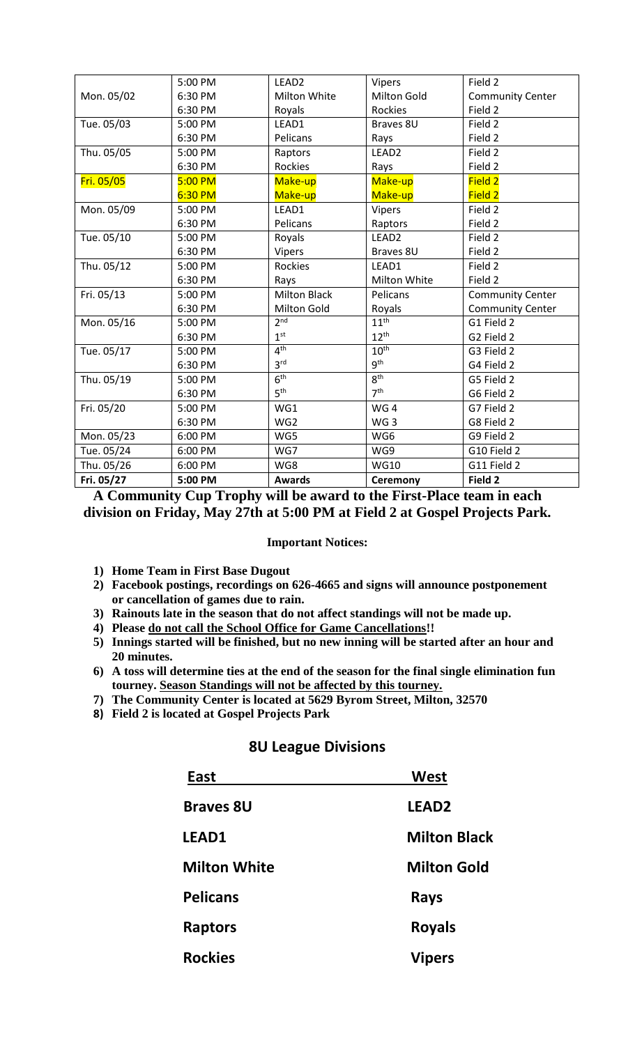| | | | | |
|---|---|---|---|---|
| | 5:00 PM | LEAD2 | Vipers | Field 2 |
| Mon. 05/02 | 6:30 PM | Milton White | Milton Gold | Community Center |
| | 6:30 PM | Royals | Rockies | Field 2 |
| Tue. 05/03 | 5:00 PM | LEAD1 | Braves 8U | Field 2 |
| | 6:30 PM | Pelicans | Rays | Field 2 |
| Thu. 05/05 | 5:00 PM | Raptors | LEAD2 | Field 2 |
| | 6:30 PM | Rockies | Rays | Field 2 |
| Fri. 05/05 | 5:00 PM | Make-up | Make-up | Field 2 |
| | 6:30 PM | Make-up | Make-up | Field 2 |
| Mon. 05/09 | 5:00 PM | LEAD1 | Vipers | Field 2 |
| | 6:30 PM | Pelicans | Raptors | Field 2 |
| Tue. 05/10 | 5:00 PM | Royals | LEAD2 | Field 2 |
| | 6:30 PM | Vipers | Braves 8U | Field 2 |
| Thu. 05/12 | 5:00 PM | Rockies | LEAD1 | Field 2 |
| | 6:30 PM | Rays | Milton White | Field 2 |
| Fri. 05/13 | 5:00 PM | Milton Black | Pelicans | Community Center |
| | 6:30 PM | Milton Gold | Royals | Community Center |
| Mon. 05/16 | 5:00 PM | 2nd | 11th | G1 Field 2 |
| | 6:30 PM | 1st | 12th | G2 Field 2 |
| Tue. 05/17 | 5:00 PM | 4th | 10th | G3 Field 2 |
| | 6:30 PM | 3rd | 9th | G4 Field 2 |
| Thu. 05/19 | 5:00 PM | 6th | 8th | G5 Field 2 |
| | 6:30 PM | 5th | 7th | G6 Field 2 |
| Fri. 05/20 | 5:00 PM | WG1 | WG 4 | G7 Field 2 |
| | 6:30 PM | WG2 | WG 3 | G8 Field 2 |
| Mon. 05/23 | 6:00 PM | WG5 | WG6 | G9 Field 2 |
| Tue. 05/24 | 6:00 PM | WG7 | WG9 | G10 Field 2 |
| Thu. 05/26 | 6:00 PM | WG8 | WG10 | G11 Field 2 |
| **Fri. 05/27** | **5:00 PM** | **Awards** | **Ceremony** | **Field 2** |

**A Community Cup Trophy will be award to the First-Place team in each division on Friday, May 27th at 5:00 PM at Field 2 at Gospel Projects Park.**

**Important Notices:**

1) **Home Team in First Base Dugout**
2) **Facebook postings, recordings on 626-4665 and signs will announce postponement or cancellation of games due to rain.**
3) **Rainouts late in the season that do not affect standings will not be made up.**
4) **Please do not call the School Office for Game Cancellations!!**
5) **Innings started will be finished, but no new inning will be started after an hour and 20 minutes.**
6) **A toss will determine ties at the end of the season for the final single elimination fun tourney. Season Standings will not be affected by this tourney.**
7) **The Community Center is located at 5629 Byrom Street, Milton, 32570**
8) **Field 2 is located at Gospel Projects Park**

## 8U League Divisions

| East | West |
|---|---|
| **Braves 8U** | **LEAD2** |
| **LEAD1** | **Milton Black** |
| **Milton White** | **Milton Gold** |
| **Pelicans** | **Rays** |
| **Raptors** | **Royals** |
| **Rockies** | **Vipers** |